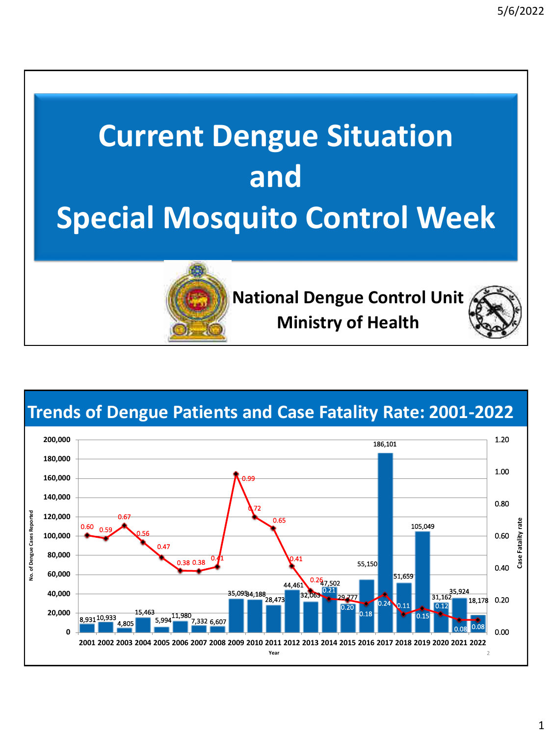# Current Dengue Situation and Special Mosquito Control Week

**National Dengue Control Unit**
**Ministry of Health**

## Trends of Dengue Patients and Case Fatality Rate: 2001-2022

| Year | No. of Dengue Cases Reported | Case Fatality rate |
|---|---|---|
| 2001 | 8,931 | 0.60 |
| 2002 | 10,933 | 0.59 |
| 2003 | 4,805 | 0.67 |
| 2004 | 15,463 | 0.56 |
| 2005 | 5,994 | 0.47 |
| 2006 | 11,980 | 0.38 |
| 2007 | 7,332 | 0.38 |
| 2008 | 6,607 | 0.41 |
| 2009 | 35,095 | 0.99 |
| 2010 | 34,188 | 0.72 |
| 2011 | 28,473 | 0.65 |
| 2012 | 44,461 | 0.41 |
| 2013 | 32,063 | 0.26 |
| 2014 | 47,502 | 0.21 |
| 2015 | 29,777 | 0.20 |
| 2016 | 55,150 | 0.18 |
| 2017 | 186,101 | 0.24 |
| 2018 | 51,659 | 0.11 |
| 2019 | 105,049 | 0.15 |
| 2020 | 31,162 | 0.12 |
| 2021 | 35,924 | 0.08 |
| 2022 | 18,178 | 0.08 |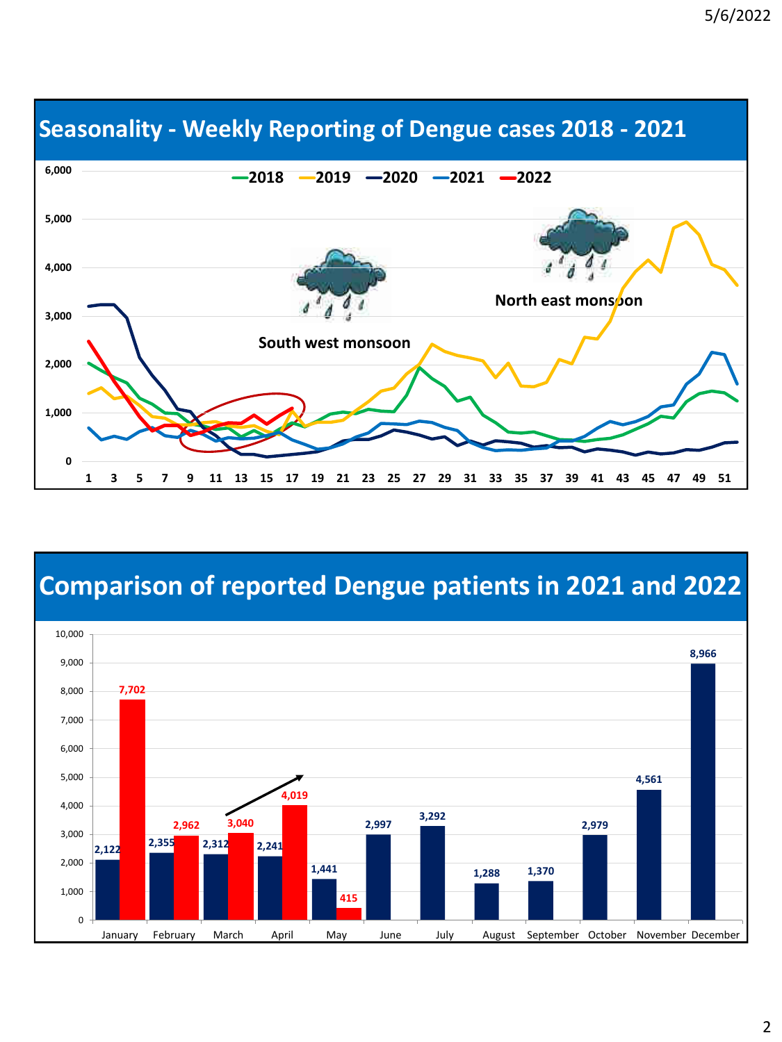## Seasonality - Weekly Reporting of Dengue cases 2018 - 2021

Legend: 2018, 2019, 2020, 2021, 2022

South west monsoon

North east monsoon

## Comparison of reported Dengue patients in 2021 and 2022

| Month | 2021 | 2022 |
|---|---|---|
| January | 2,122 | 7,702 |
| February | 2,355 | 2,962 |
| March | 2,312 | 3,040 |
| April | 2,241 | 4,019 |
| May | 1,441 | 415 |
| June | 2,997 | |
| July | 3,292 | |
| August | 1,288 | |
| September | 1,370 | |
| October | 2,979 | |
| November | 4,561 | |
| December | 8,966 | |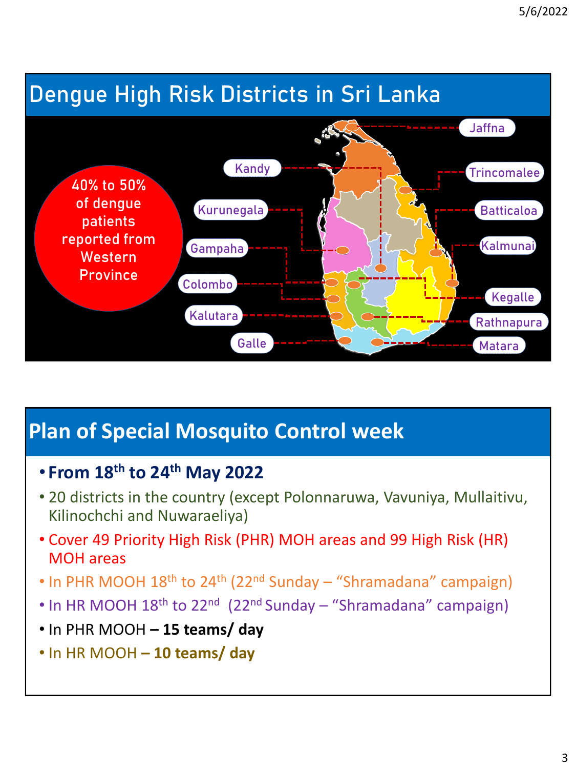## Dengue High Risk Districts in Sri Lanka

40% to 50% of dengue patients reported from Western Province

Jaffna

Kandy

Trincomalee

Kurunegala

Batticaloa

Gampaha

Kalmunai

Colombo

Kegalle

Kalutara

Rathnapura

Galle

Matara

## Plan of Special Mosquito Control week

- **From 18th to 24th May 2022**
- 20 districts in the country (except Polonnaruwa, Vavuniya, Mullaitivu, Kilinochchi and Nuwaraeliya)
- Cover 49 Priority High Risk (PHR) MOH areas and 99 High Risk (HR) MOH areas
- In PHR MOOH 18th to 24th (22nd Sunday – "Shramadana" campaign)
- In HR MOOH 18th to 22nd (22nd Sunday – "Shramadana" campaign)
- In PHR MOOH **– 15 teams/ day**
- In HR MOOH **– 10 teams/ day**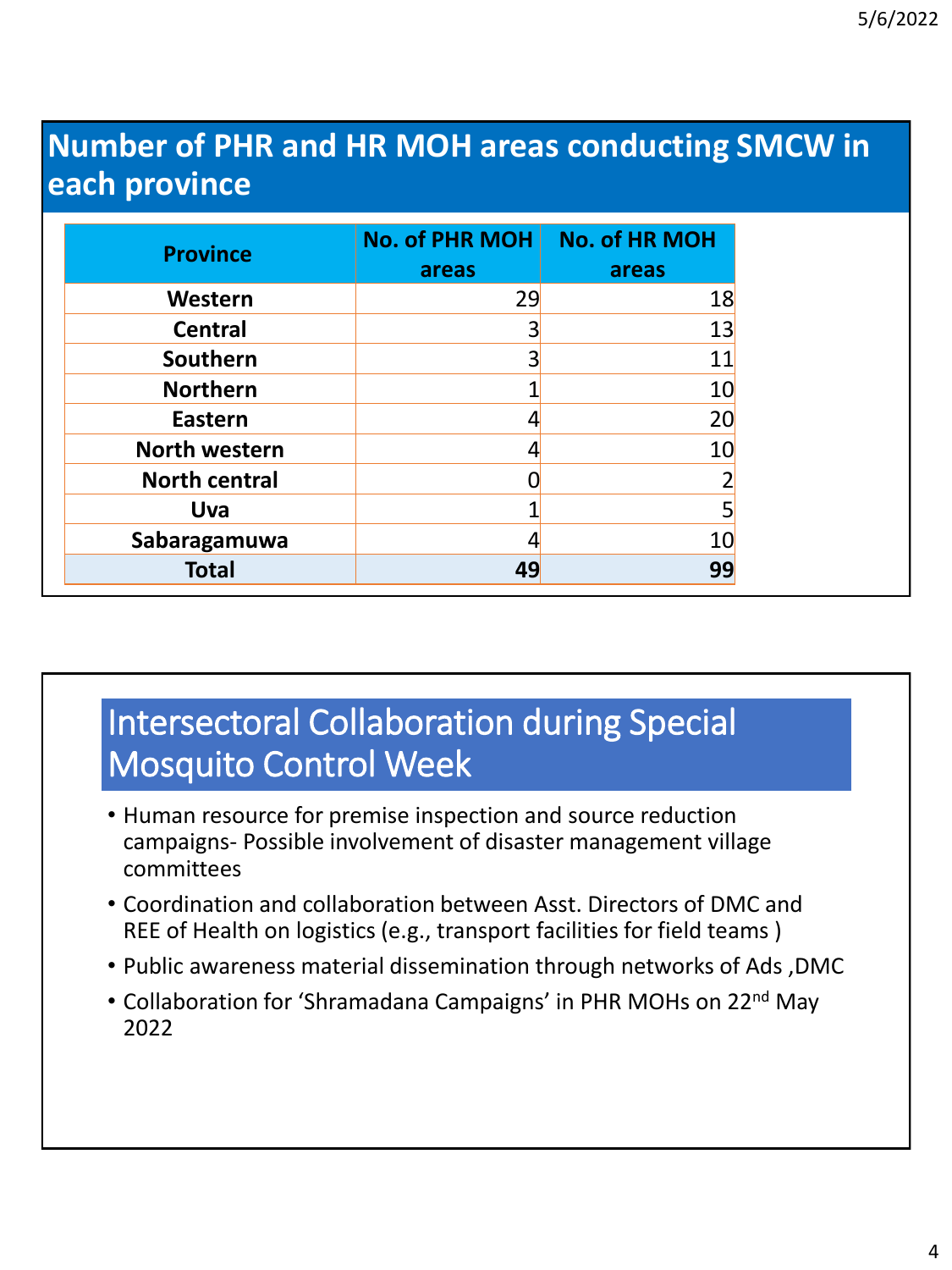## Number of PHR and HR MOH areas conducting SMCW in each province

| Province | No. of PHR MOH areas | No. of HR MOH areas |
|---|---|---|
| Western | 29 | 18 |
| Central | 3 | 13 |
| Southern | 3 | 11 |
| Northern | 1 | 10 |
| Eastern | 4 | 20 |
| North western | 4 | 10 |
| North central | 0 | 2 |
| Uva | 1 | 5 |
| Sabaragamuwa | 4 | 10 |
| **Total** | **49** | **99** |

## Intersectoral Collaboration during Special Mosquito Control Week

- Human resource for premise inspection and source reduction campaigns- Possible involvement of disaster management village committees
- Coordination and collaboration between Asst. Directors of DMC and REE of Health on logistics (e.g., transport facilities for field teams )
- Public awareness material dissemination through networks of Ads ,DMC
- Collaboration for 'Shramadana Campaigns' in PHR MOHs on 22nd May 2022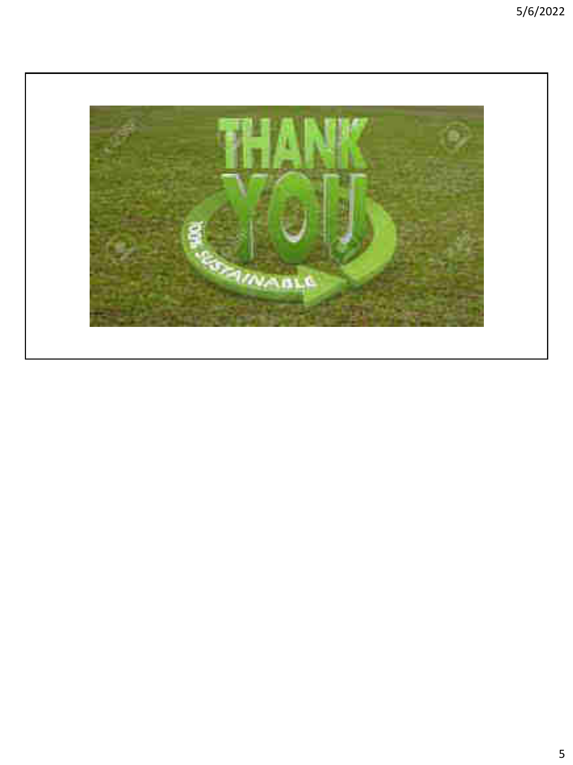# THANK YOU

100% SUSTAINABLE